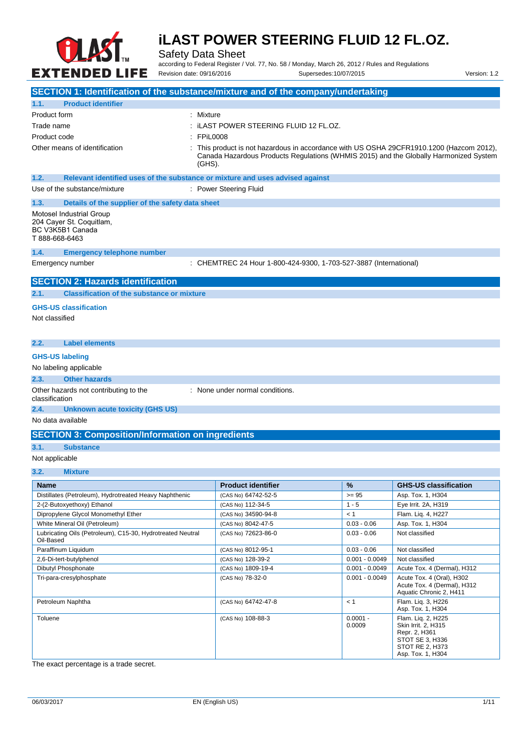# iLAST POWER STEERING FLUID 12 FL.OZ.

Safety Data Sheet

according to Federal Register / Vol. 77, No. 58 / Monday, March 26, 2012 / Rules and Regulations

Revision date: 09/16/2016 Supersedes:10/07/2015 Version: 1.2

## SECTION 1: Identification of the substance/mixture and of the company/undertaking

### 1.1. Product identifier

Product form : Mixture

Trade name : iLAST POWER STEERING FLUID 12 FL.OZ.

Product code : FPiL0008

Other means of identification : This product is not hazardous in accordance with US OSHA 29CFR1910.1200 (Hazcom 2012), Canada Hazardous Products Regulations (WHMIS 2015) and the Globally Harmonized System (GHS).

### 1.2. Relevant identified uses of the substance or mixture and uses advised against

Use of the substance/mixture : Power Steering Fluid

### 1.3. Details of the supplier of the safety data sheet

Motosel Industrial Group
204 Cayer St. Coquitlam,
BC V3K5B1 Canada
T 888-668-6463

### 1.4. Emergency telephone number

Emergency number : CHEMTREC 24 Hour 1-800-424-9300, 1-703-527-3887 (International)

## SECTION 2: Hazards identification

### 2.1. Classification of the substance or mixture

**GHS-US classification**

Not classified

### 2.2. Label elements

**GHS-US labeling**

No labeling applicable

### 2.3. Other hazards

Other hazards not contributing to the classification : None under normal conditions.

### 2.4. Unknown acute toxicity (GHS US)

No data available

## SECTION 3: Composition/Information on ingredients

### 3.1. Substance

Not applicable

### 3.2. Mixture

| Name | Product identifier | % | GHS-US classification |
|---|---|---|---|
| Distillates (Petroleum), Hydrotreated Heavy Naphthenic | (CAS No) 64742-52-5 | >= 95 | Asp. Tox. 1, H304 |
| 2-(2-Butoxyethoxy) Ethanol | (CAS No) 112-34-5 | 1 - 5 | Eye Irrit. 2A, H319 |
| Dipropylene Glycol Monomethyl Ether | (CAS No) 34590-94-8 | < 1 | Flam. Liq. 4, H227 |
| White Mineral Oil (Petroleum) | (CAS No) 8042-47-5 | 0.03 - 0.06 | Asp. Tox. 1, H304 |
| Lubricating Oils (Petroleum), C15-30, Hydrotreated Neutral Oil-Based | (CAS No) 72623-86-0 | 0.03 - 0.06 | Not classified |
| Paraffinum Liquidum | (CAS No) 8012-95-1 | 0.03 - 0.06 | Not classified |
| 2,6-Di-tert-butylphenol | (CAS No) 128-39-2 | 0.001 - 0.0049 | Not classified |
| Dibutyl Phosphonate | (CAS No) 1809-19-4 | 0.001 - 0.0049 | Acute Tox. 4 (Dermal), H312 |
| Tri-para-cresylphosphate | (CAS No) 78-32-0 | 0.001 - 0.0049 | Acute Tox. 4 (Oral), H302<br>Acute Tox. 4 (Dermal), H312<br>Aquatic Chronic 2, H411 |
| Petroleum Naphtha | (CAS No) 64742-47-8 | < 1 | Flam. Liq. 3, H226<br>Asp. Tox. 1, H304 |
| Toluene | (CAS No) 108-88-3 | 0.0001 - 0.0009 | Flam. Liq. 2, H225<br>Skin Irrit. 2, H315<br>Repr. 2, H361<br>STOT SE 3, H336<br>STOT RE 2, H373<br>Asp. Tox. 1, H304 |

The exact percentage is a trade secret.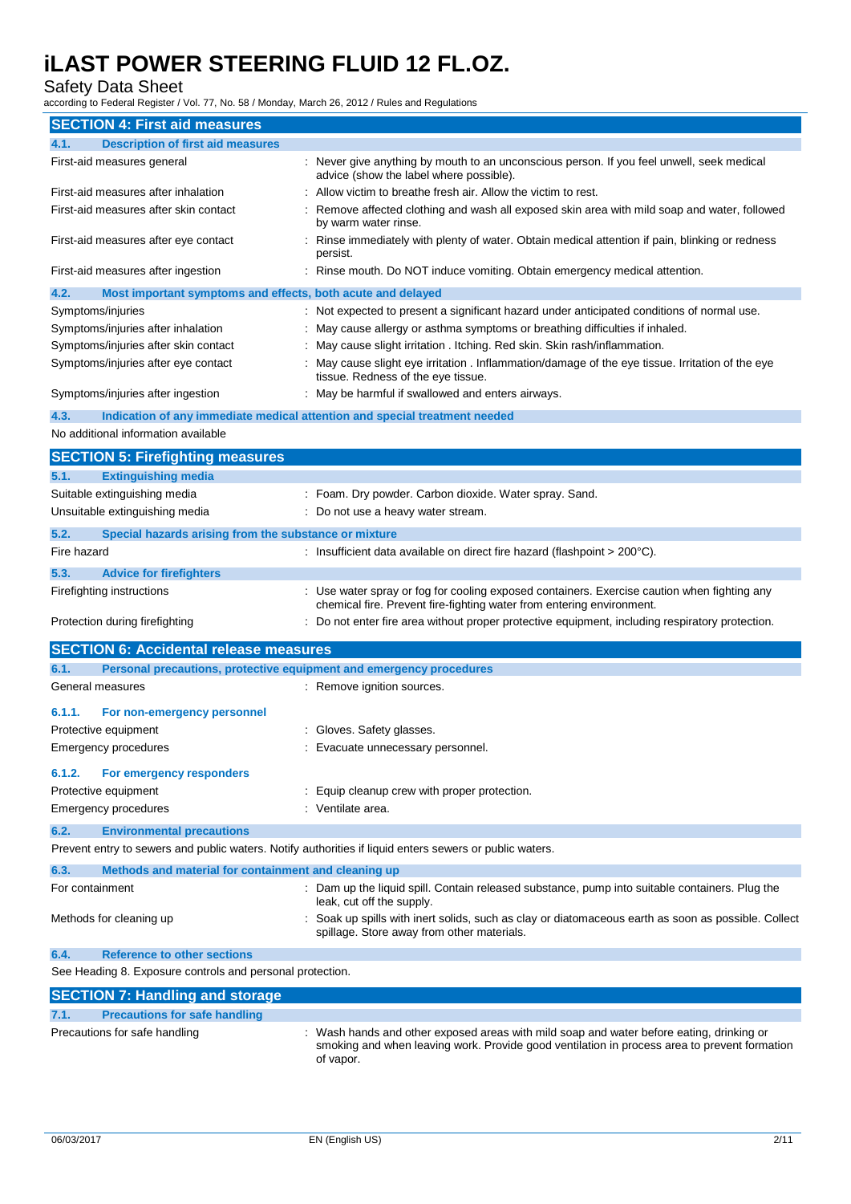## SECTION 4: First aid measures

### 4.1. Description of first aid measures

| | |
|---|---|
| First-aid measures general | : Never give anything by mouth to an unconscious person. If you feel unwell, seek medical advice (show the label where possible). |
| First-aid measures after inhalation | : Allow victim to breathe fresh air. Allow the victim to rest. |
| First-aid measures after skin contact | : Remove affected clothing and wash all exposed skin area with mild soap and water, followed by warm water rinse. |
| First-aid measures after eye contact | : Rinse immediately with plenty of water. Obtain medical attention if pain, blinking or redness persist. |
| First-aid measures after ingestion | : Rinse mouth. Do NOT induce vomiting. Obtain emergency medical attention. |

### 4.2. Most important symptoms and effects, both acute and delayed

| | |
|---|---|
| Symptoms/injuries | : Not expected to present a significant hazard under anticipated conditions of normal use. |
| Symptoms/injuries after inhalation | : May cause allergy or asthma symptoms or breathing difficulties if inhaled. |
| Symptoms/injuries after skin contact | : May cause slight irritation . Itching. Red skin. Skin rash/inflammation. |
| Symptoms/injuries after eye contact | : May cause slight eye irritation . Inflammation/damage of the eye tissue. Irritation of the eye tissue. Redness of the eye tissue. |
| Symptoms/injuries after ingestion | : May be harmful if swallowed and enters airways. |

### 4.3. Indication of any immediate medical attention and special treatment needed

No additional information available

## SECTION 5: Firefighting measures

### 5.1. Extinguishing media

| | |
|---|---|
| Suitable extinguishing media | : Foam. Dry powder. Carbon dioxide. Water spray. Sand. |
| Unsuitable extinguishing media | : Do not use a heavy water stream. |

### 5.2. Special hazards arising from the substance or mixture

| | |
|---|---|
| Fire hazard | : Insufficient data available on direct fire hazard (flashpoint > 200°C). |

### 5.3. Advice for firefighters

| | |
|---|---|
| Firefighting instructions | : Use water spray or fog for cooling exposed containers. Exercise caution when fighting any chemical fire. Prevent fire-fighting water from entering environment. |
| Protection during firefighting | : Do not enter fire area without proper protective equipment, including respiratory protection. |

## SECTION 6: Accidental release measures

### 6.1. Personal precautions, protective equipment and emergency procedures

| | |
|---|---|
| General measures | : Remove ignition sources. |

#### 6.1.1. For non-emergency personnel

| | |
|---|---|
| Protective equipment | : Gloves. Safety glasses. |
| Emergency procedures | : Evacuate unnecessary personnel. |

#### 6.1.2. For emergency responders

| | |
|---|---|
| Protective equipment | : Equip cleanup crew with proper protection. |
| Emergency procedures | : Ventilate area. |

### 6.2. Environmental precautions

Prevent entry to sewers and public waters. Notify authorities if liquid enters sewers or public waters.

### 6.3. Methods and material for containment and cleaning up

| | |
|---|---|
| For containment | : Dam up the liquid spill. Contain released substance, pump into suitable containers. Plug the leak, cut off the supply. |
| Methods for cleaning up | : Soak up spills with inert solids, such as clay or diatomaceous earth as soon as possible. Collect spillage. Store away from other materials. |

### 6.4. Reference to other sections

See Heading 8. Exposure controls and personal protection.

## SECTION 7: Handling and storage

### 7.1. Precautions for safe handling

| | |
|---|---|
| Precautions for safe handling | : Wash hands and other exposed areas with mild soap and water before eating, drinking or smoking and when leaving work. Provide good ventilation in process area to prevent formation of vapor. |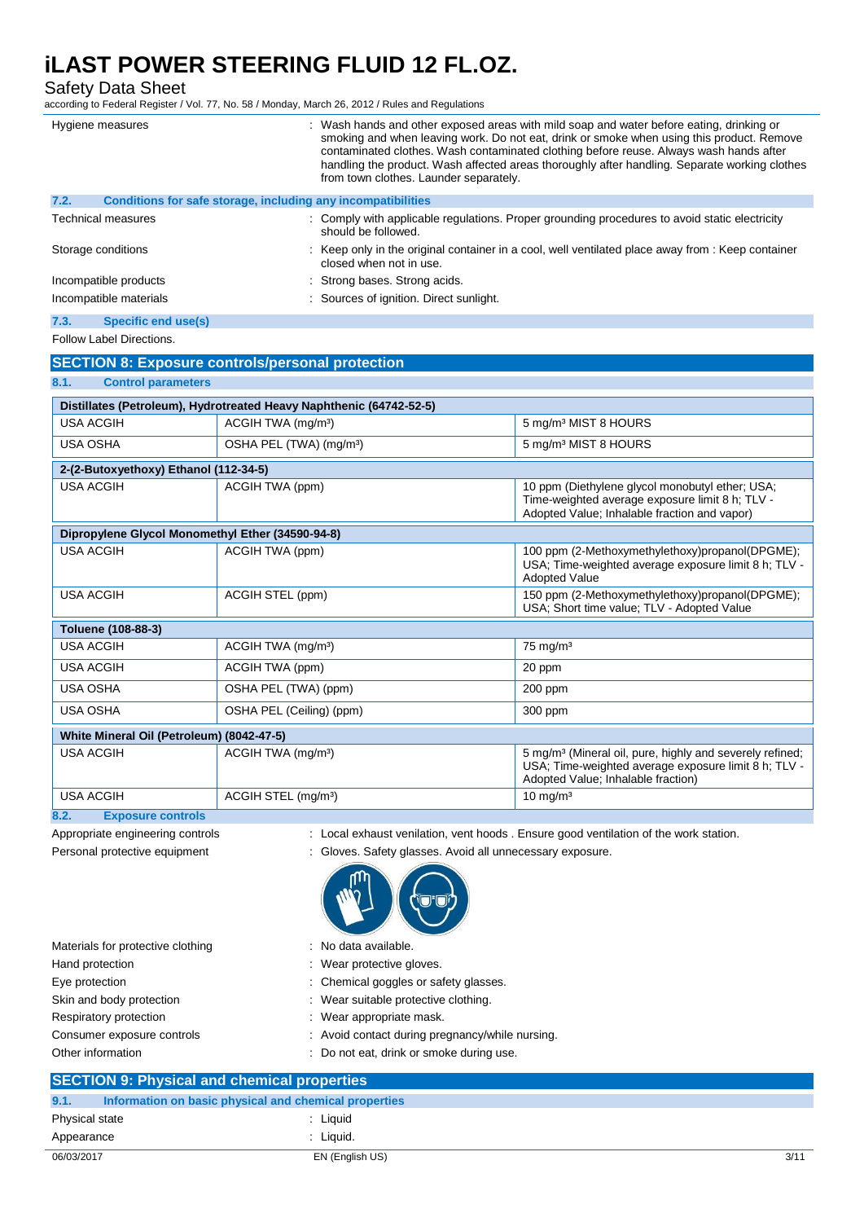| | |
|---|---|
| Hygiene measures | : Wash hands and other exposed areas with mild soap and water before eating, drinking or smoking and when leaving work. Do not eat, drink or smoke when using this product. Remove contaminated clothes. Wash contaminated clothing before reuse. Always wash hands after handling the product. Wash affected areas thoroughly after handling. Separate working clothes from town clothes. Launder separately. |

### 7.2. Conditions for safe storage, including any incompatibilities

| | |
|---|---|
| Technical measures | : Comply with applicable regulations. Proper grounding procedures to avoid static electricity should be followed. |
| Storage conditions | : Keep only in the original container in a cool, well ventilated place away from : Keep container closed when not in use. |
| Incompatible products | : Strong bases. Strong acids. |
| Incompatible materials | : Sources of ignition. Direct sunlight. |

### 7.3. Specific end use(s)

Follow Label Directions.

## SECTION 8: Exposure controls/personal protection

### 8.1. Control parameters

| Distillates (Petroleum), Hydrotreated Heavy Naphthenic (64742-52-5) | | |
|---|---|---|
| USA ACGIH | ACGIH TWA (mg/m³) | 5 mg/m³ MIST 8 HOURS |
| USA OSHA | OSHA PEL (TWA) (mg/m³) | 5 mg/m³ MIST 8 HOURS |

| 2-(2-Butoxyethoxy) Ethanol (112-34-5) | | |
|---|---|---|
| USA ACGIH | ACGIH TWA (ppm) | 10 ppm (Diethylene glycol monobutyl ether; USA; Time-weighted average exposure limit 8 h; TLV - Adopted Value; Inhalable fraction and vapor) |

| Dipropylene Glycol Monomethyl Ether (34590-94-8) | | |
|---|---|---|
| USA ACGIH | ACGIH TWA (ppm) | 100 ppm (2-Methoxymethylethoxy)propanol(DPGME); USA; Time-weighted average exposure limit 8 h; TLV - Adopted Value |
| USA ACGIH | ACGIH STEL (ppm) | 150 ppm (2-Methoxymethylethoxy)propanol(DPGME); USA; Short time value; TLV - Adopted Value |

| Toluene (108-88-3) | | |
|---|---|---|
| USA ACGIH | ACGIH TWA (mg/m³) | 75 mg/m³ |
| USA ACGIH | ACGIH TWA (ppm) | 20 ppm |
| USA OSHA | OSHA PEL (TWA) (ppm) | 200 ppm |
| USA OSHA | OSHA PEL (Ceiling) (ppm) | 300 ppm |

| White Mineral Oil (Petroleum) (8042-47-5) | | |
|---|---|---|
| USA ACGIH | ACGIH TWA (mg/m³) | 5 mg/m³ (Mineral oil, pure, highly and severely refined; USA; Time-weighted average exposure limit 8 h; TLV - Adopted Value; Inhalable fraction) |
| USA ACGIH | ACGIH STEL (mg/m³) | 10 mg/m³ |

### 8.2. Exposure controls

| | |
|---|---|
| Appropriate engineering controls | : Local exhaust venilation, vent hoods . Ensure good ventilation of the work station. |
| Personal protective equipment | : Gloves. Safety glasses. Avoid all unnecessary exposure. |
| Materials for protective clothing | : No data available. |
| Hand protection | : Wear protective gloves. |
| Eye protection | : Chemical goggles or safety glasses. |
| Skin and body protection | : Wear suitable protective clothing. |
| Respiratory protection | : Wear appropriate mask. |
| Consumer exposure controls | : Avoid contact during pregnancy/while nursing. |
| Other information | : Do not eat, drink or smoke during use. |

## SECTION 9: Physical and chemical properties

### 9.1. Information on basic physical and chemical properties

| | |
|---|---|
| Physical state | : Liquid |
| Appearance | : Liquid. |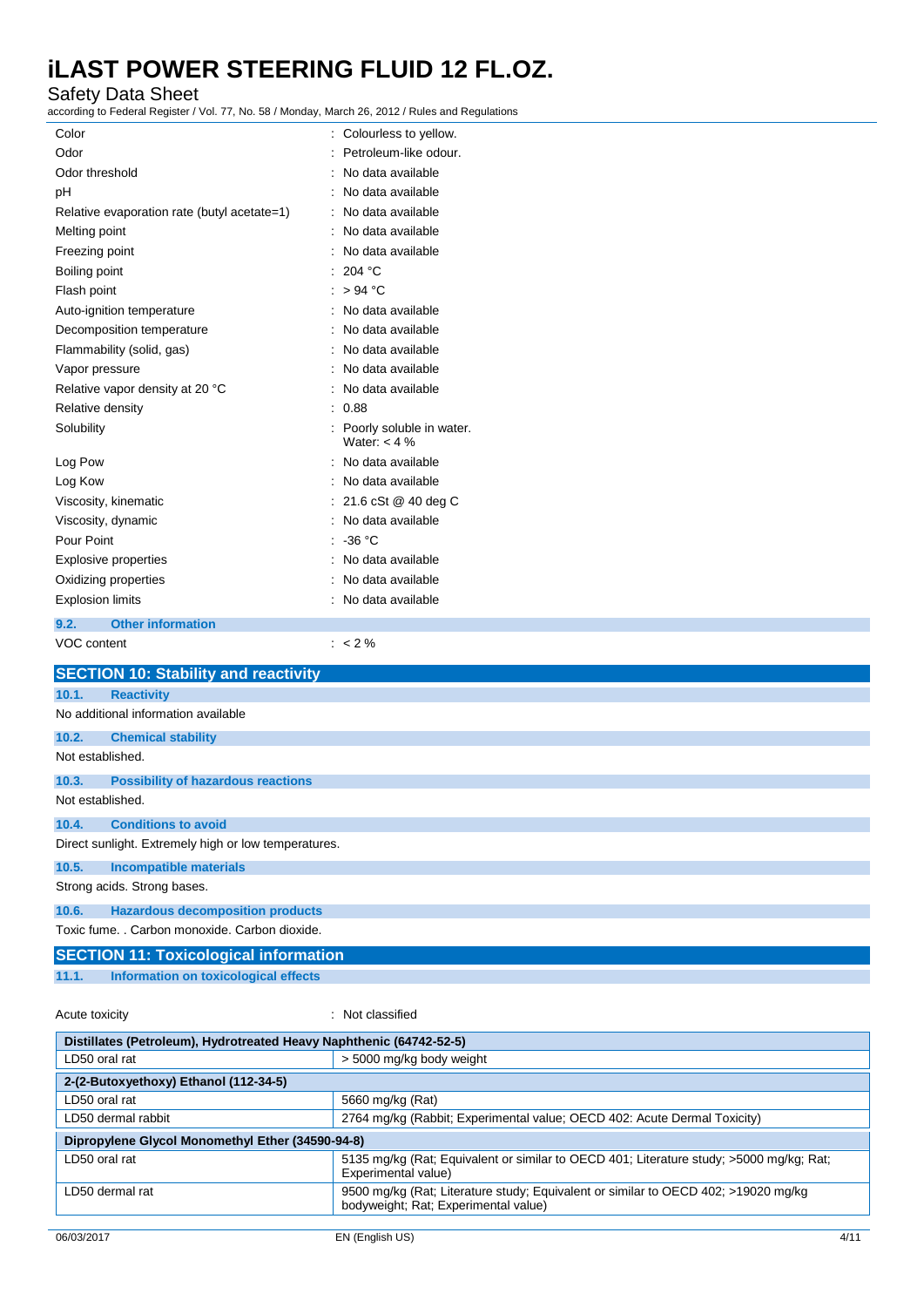| | |
|---|---|
| Color | : Colourless to yellow. |
| Odor | : Petroleum-like odour. |
| Odor threshold | : No data available |
| pH | : No data available |
| Relative evaporation rate (butyl acetate=1) | : No data available |
| Melting point | : No data available |
| Freezing point | : No data available |
| Boiling point | : 204 °C |
| Flash point | : > 94 °C |
| Auto-ignition temperature | : No data available |
| Decomposition temperature | : No data available |
| Flammability (solid, gas) | : No data available |
| Vapor pressure | : No data available |
| Relative vapor density at 20 °C | : No data available |
| Relative density | : 0.88 |
| Solubility | : Poorly soluble in water. Water: < 4 % |
| Log Pow | : No data available |
| Log Kow | : No data available |
| Viscosity, kinematic | : 21.6 cSt @ 40 deg C |
| Viscosity, dynamic | : No data available |
| Pour Point | : -36 °C |
| Explosive properties | : No data available |
| Oxidizing properties | : No data available |
| Explosion limits | : No data available |

### 9.2. Other information

VOC content : < 2 %

## SECTION 10: Stability and reactivity

### 10.1. Reactivity

No additional information available

### 10.2. Chemical stability

Not established.

### 10.3. Possibility of hazardous reactions

Not established.

### 10.4. Conditions to avoid

Direct sunlight. Extremely high or low temperatures.

### 10.5. Incompatible materials

Strong acids. Strong bases.

### 10.6. Hazardous decomposition products

Toxic fume. . Carbon monoxide. Carbon dioxide.

## SECTION 11: Toxicological information

### 11.1. Information on toxicological effects

Acute toxicity : Not classified

| **Distillates (Petroleum), Hydrotreated Heavy Naphthenic (64742-52-5)** | |
|---|---|
| LD50 oral rat | > 5000 mg/kg body weight |
| **2-(2-Butoxyethoxy) Ethanol (112-34-5)** | |
| LD50 oral rat | 5660 mg/kg (Rat) |
| LD50 dermal rabbit | 2764 mg/kg (Rabbit; Experimental value; OECD 402: Acute Dermal Toxicity) |
| **Dipropylene Glycol Monomethyl Ether (34590-94-8)** | |
| LD50 oral rat | 5135 mg/kg (Rat; Equivalent or similar to OECD 401; Literature study; >5000 mg/kg; Rat; Experimental value) |
| LD50 dermal rat | 9500 mg/kg (Rat; Literature study; Equivalent or similar to OECD 402; >19020 mg/kg bodyweight; Rat; Experimental value) |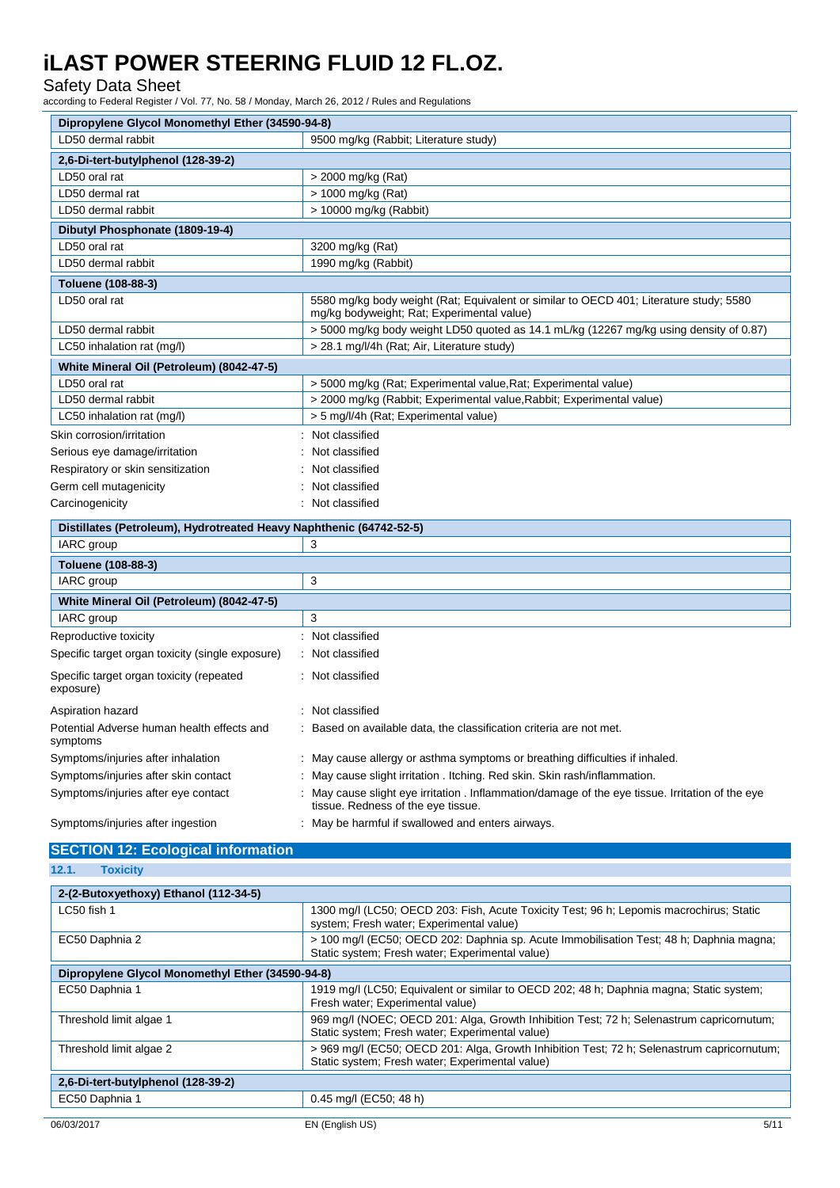| Dipropylene Glycol Monomethyl Ether (34590-94-8) | |
|---|---|
| LD50 dermal rabbit | 9500 mg/kg (Rabbit; Literature study) |
| **2,6-Di-tert-butylphenol (128-39-2)** | |
| LD50 oral rat | > 2000 mg/kg (Rat) |
| LD50 dermal rat | > 1000 mg/kg (Rat) |
| LD50 dermal rabbit | > 10000 mg/kg (Rabbit) |
| **Dibutyl Phosphonate (1809-19-4)** | |
| LD50 oral rat | 3200 mg/kg (Rat) |
| LD50 dermal rabbit | 1990 mg/kg (Rabbit) |
| **Toluene (108-88-3)** | |
| LD50 oral rat | 5580 mg/kg body weight (Rat; Equivalent or similar to OECD 401; Literature study; 5580 mg/kg bodyweight; Rat; Experimental value) |
| LD50 dermal rabbit | > 5000 mg/kg body weight LD50 quoted as 14.1 mL/kg (12267 mg/kg using density of 0.87) |
| LC50 inhalation rat (mg/l) | > 28.1 mg/l/4h (Rat; Air, Literature study) |
| **White Mineral Oil (Petroleum) (8042-47-5)** | |
| LD50 oral rat | > 5000 mg/kg (Rat; Experimental value,Rat; Experimental value) |
| LD50 dermal rabbit | > 2000 mg/kg (Rabbit; Experimental value,Rabbit; Experimental value) |
| LC50 inhalation rat (mg/l) | > 5 mg/l/4h (Rat; Experimental value) |

Skin corrosion/irritation : Not classified

Serious eye damage/irritation : Not classified

Respiratory or skin sensitization : Not classified

Germ cell mutagenicity : Not classified

Carcinogenicity : Not classified

| Distillates (Petroleum), Hydrotreated Heavy Naphthenic (64742-52-5) | |
|---|---|
| IARC group | 3 |
| **Toluene (108-88-3)** | |
| IARC group | 3 |
| **White Mineral Oil (Petroleum) (8042-47-5)** | |
| IARC group | 3 |

Reproductive toxicity : Not classified

Specific target organ toxicity (single exposure) : Not classified

Specific target organ toxicity (repeated exposure) : Not classified

Aspiration hazard : Not classified

Potential Adverse human health effects and symptoms : Based on available data, the classification criteria are not met.

Symptoms/injuries after inhalation : May cause allergy or asthma symptoms or breathing difficulties if inhaled.

Symptoms/injuries after skin contact : May cause slight irritation . Itching. Red skin. Skin rash/inflammation.

Symptoms/injuries after eye contact : May cause slight eye irritation . Inflammation/damage of the eye tissue. Irritation of the eye tissue. Redness of the eye tissue.

Symptoms/injuries after ingestion : May be harmful if swallowed and enters airways.

## SECTION 12: Ecological information

### 12.1. Toxicity

| 2-(2-Butoxyethoxy) Ethanol (112-34-5) | |
|---|---|
| LC50 fish 1 | 1300 mg/l (LC50; OECD 203: Fish, Acute Toxicity Test; 96 h; Lepomis macrochirus; Static system; Fresh water; Experimental value) |
| EC50 Daphnia 2 | > 100 mg/l (EC50; OECD 202: Daphnia sp. Acute Immobilisation Test; 48 h; Daphnia magna; Static system; Fresh water; Experimental value) |
| **Dipropylene Glycol Monomethyl Ether (34590-94-8)** | |
| EC50 Daphnia 1 | 1919 mg/l (LC50; Equivalent or similar to OECD 202; 48 h; Daphnia magna; Static system; Fresh water; Experimental value) |
| Threshold limit algae 1 | 969 mg/l (NOEC; OECD 201: Alga, Growth Inhibition Test; 72 h; Selenastrum capricornutum; Static system; Fresh water; Experimental value) |
| Threshold limit algae 2 | > 969 mg/l (EC50; OECD 201: Alga, Growth Inhibition Test; 72 h; Selenastrum capricornutum; Static system; Fresh water; Experimental value) |
| **2,6-Di-tert-butylphenol (128-39-2)** | |
| EC50 Daphnia 1 | 0.45 mg/l (EC50; 48 h) |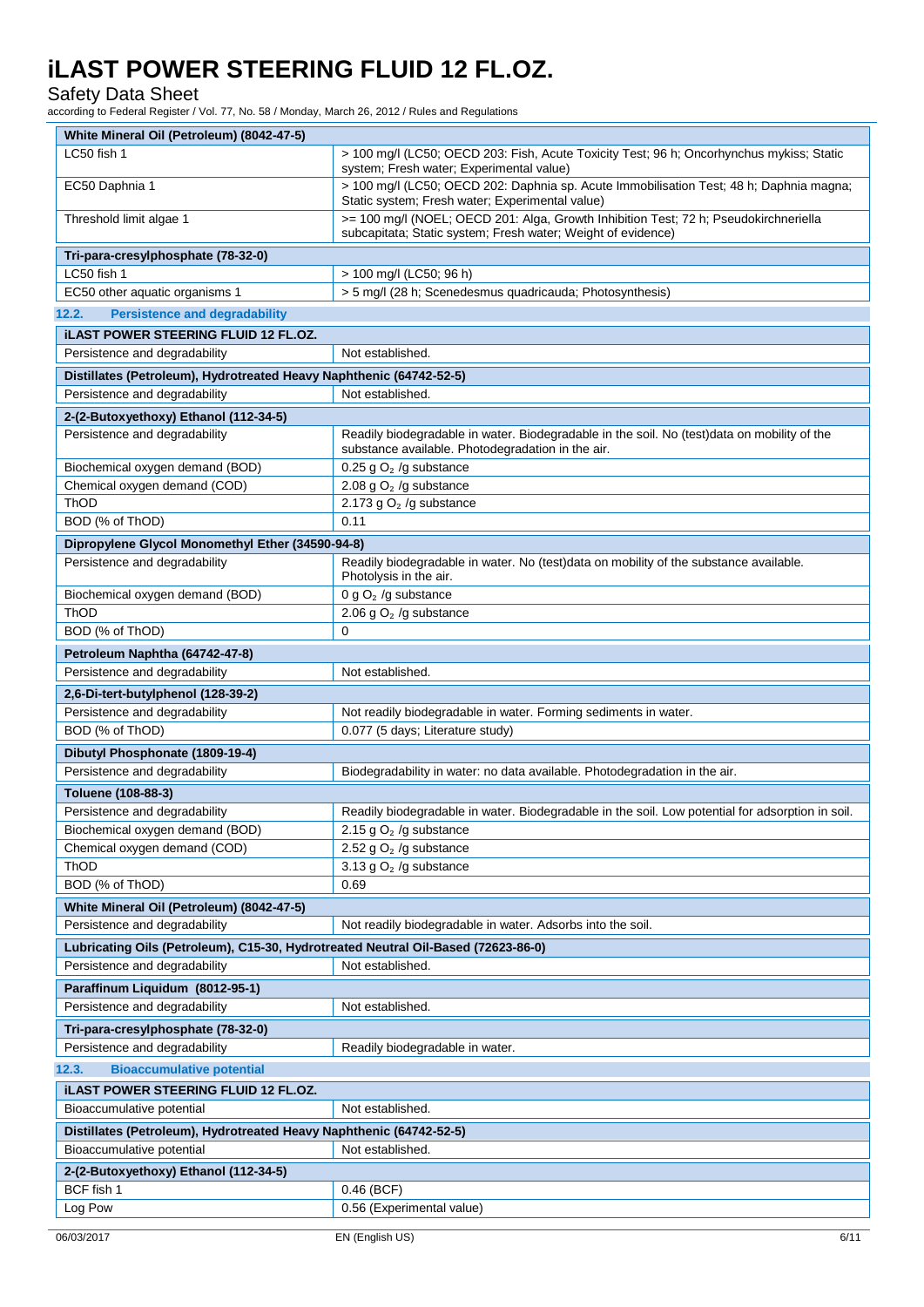| White Mineral Oil (Petroleum) (8042-47-5) | |
|---|---|
| LC50 fish 1 | > 100 mg/l (LC50; OECD 203: Fish, Acute Toxicity Test; 96 h; Oncorhynchus mykiss; Static system; Fresh water; Experimental value) |
| EC50 Daphnia 1 | > 100 mg/l (LC50; OECD 202: Daphnia sp. Acute Immobilisation Test; 48 h; Daphnia magna; Static system; Fresh water; Experimental value) |
| Threshold limit algae 1 | >= 100 mg/l (NOEL; OECD 201: Alga, Growth Inhibition Test; 72 h; Pseudokirchneriella subcapitata; Static system; Fresh water; Weight of evidence) |
| **Tri-para-cresylphosphate (78-32-0)** | |
| LC50 fish 1 | > 100 mg/l (LC50; 96 h) |
| EC50 other aquatic organisms 1 | > 5 mg/l (28 h; Scenedesmus quadricauda; Photosynthesis) |

### 12.2. Persistence and degradability

| iLAST POWER STEERING FLUID 12 FL.OZ. | |
|---|---|
| Persistence and degradability | Not established. |
| **Distillates (Petroleum), Hydrotreated Heavy Naphthenic (64742-52-5)** | |
| Persistence and degradability | Not established. |
| **2-(2-Butoxyethoxy) Ethanol (112-34-5)** | |
| Persistence and degradability | Readily biodegradable in water. Biodegradable in the soil. No (test)data on mobility of the substance available. Photodegradation in the air. |
| Biochemical oxygen demand (BOD) | 0.25 g $O_2$ /g substance |
| Chemical oxygen demand (COD) | 2.08 g $O_2$ /g substance |
| ThOD | 2.173 g $O_2$ /g substance |
| BOD (% of ThOD) | 0.11 |
| **Dipropylene Glycol Monomethyl Ether (34590-94-8)** | |
| Persistence and degradability | Readily biodegradable in water. No (test)data on mobility of the substance available. Photolysis in the air. |
| Biochemical oxygen demand (BOD) | 0 g $O_2$ /g substance |
| ThOD | 2.06 g $O_2$ /g substance |
| BOD (% of ThOD) | 0 |
| **Petroleum Naphtha (64742-47-8)** | |
| Persistence and degradability | Not established. |
| **2,6-Di-tert-butylphenol (128-39-2)** | |
| Persistence and degradability | Not readily biodegradable in water. Forming sediments in water. |
| BOD (% of ThOD) | 0.077 (5 days; Literature study) |
| **Dibutyl Phosphonate (1809-19-4)** | |
| Persistence and degradability | Biodegradability in water: no data available. Photodegradation in the air. |
| **Toluene (108-88-3)** | |
| Persistence and degradability | Readily biodegradable in water. Biodegradable in the soil. Low potential for adsorption in soil. |
| Biochemical oxygen demand (BOD) | 2.15 g $O_2$ /g substance |
| Chemical oxygen demand (COD) | 2.52 g $O_2$ /g substance |
| ThOD | 3.13 g $O_2$ /g substance |
| BOD (% of ThOD) | 0.69 |
| **White Mineral Oil (Petroleum) (8042-47-5)** | |
| Persistence and degradability | Not readily biodegradable in water. Adsorbs into the soil. |
| **Lubricating Oils (Petroleum), C15-30, Hydrotreated Neutral Oil-Based (72623-86-0)** | |
| Persistence and degradability | Not established. |
| **Paraffinum Liquidum (8012-95-1)** | |
| Persistence and degradability | Not established. |
| **Tri-para-cresylphosphate (78-32-0)** | |
| Persistence and degradability | Readily biodegradable in water. |

### 12.3. Bioaccumulative potential

| iLAST POWER STEERING FLUID 12 FL.OZ. | |
|---|---|
| Bioaccumulative potential | Not established. |
| **Distillates (Petroleum), Hydrotreated Heavy Naphthenic (64742-52-5)** | |
| Bioaccumulative potential | Not established. |
| **2-(2-Butoxyethoxy) Ethanol (112-34-5)** | |
| BCF fish 1 | 0.46 (BCF) |
| Log Pow | 0.56 (Experimental value) |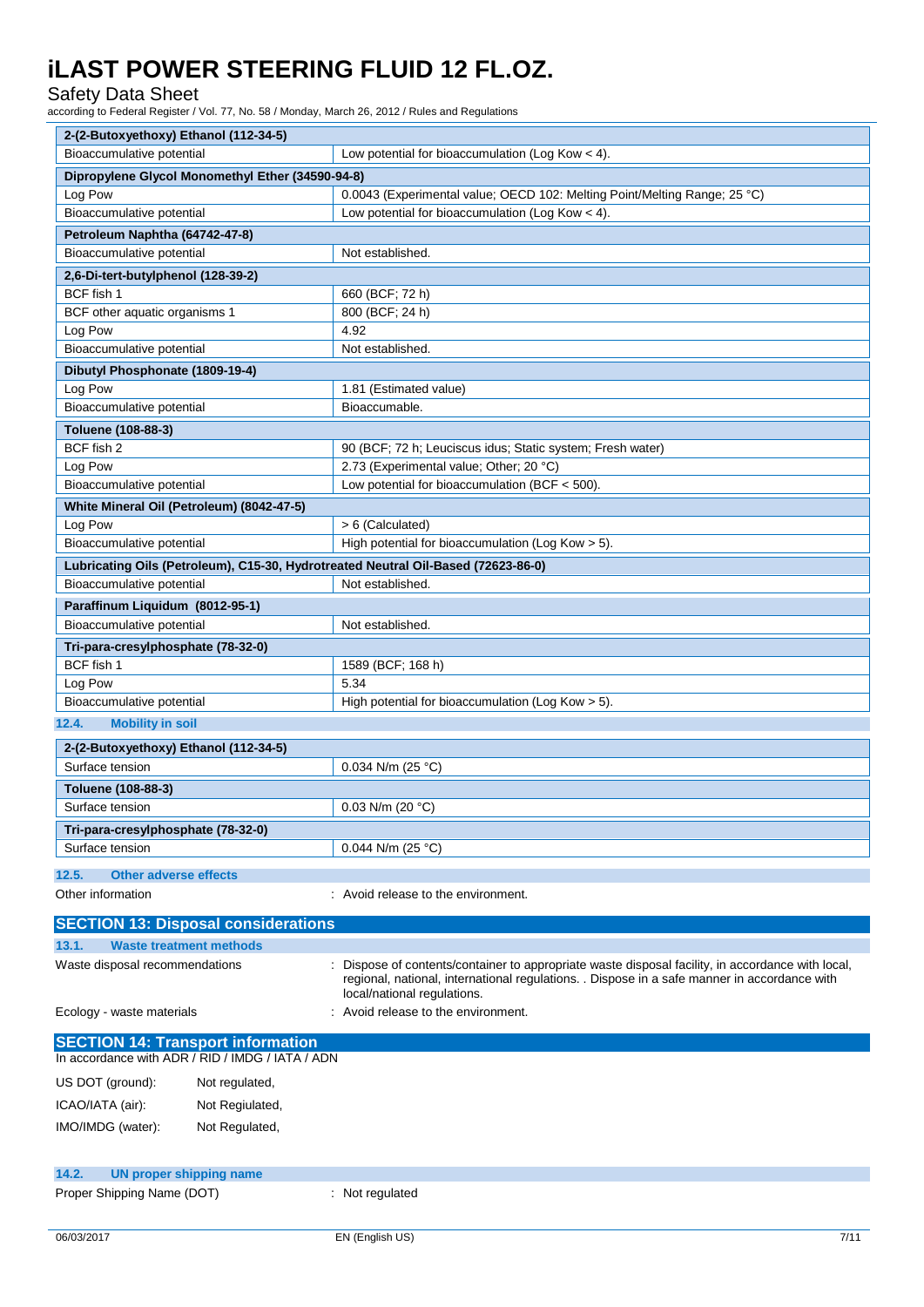| 2-(2-Butoxyethoxy) Ethanol (112-34-5) | |
|---|---|
| Bioaccumulative potential | Low potential for bioaccumulation (Log Kow < 4). |

| Dipropylene Glycol Monomethyl Ether (34590-94-8) | |
|---|---|
| Log Pow | 0.0043 (Experimental value; OECD 102: Melting Point/Melting Range; 25 °C) |
| Bioaccumulative potential | Low potential for bioaccumulation (Log Kow < 4). |

| Petroleum Naphtha (64742-47-8) | |
|---|---|
| Bioaccumulative potential | Not established. |

| 2,6-Di-tert-butylphenol (128-39-2) | |
|---|---|
| BCF fish 1 | 660 (BCF; 72 h) |
| BCF other aquatic organisms 1 | 800 (BCF; 24 h) |
| Log Pow | 4.92 |
| Bioaccumulative potential | Not established. |

| Dibutyl Phosphonate (1809-19-4) | |
|---|---|
| Log Pow | 1.81 (Estimated value) |
| Bioaccumulative potential | Bioaccumable. |

| Toluene (108-88-3) | |
|---|---|
| BCF fish 2 | 90 (BCF; 72 h; Leuciscus idus; Static system; Fresh water) |
| Log Pow | 2.73 (Experimental value; Other; 20 °C) |
| Bioaccumulative potential | Low potential for bioaccumulation (BCF < 500). |

| White Mineral Oil (Petroleum) (8042-47-5) | |
|---|---|
| Log Pow | > 6 (Calculated) |
| Bioaccumulative potential | High potential for bioaccumulation (Log Kow > 5). |

| Lubricating Oils (Petroleum), C15-30, Hydrotreated Neutral Oil-Based (72623-86-0) | |
|---|---|
| Bioaccumulative potential | Not established. |

| Paraffinum Liquidum (8012-95-1) | |
|---|---|
| Bioaccumulative potential | Not established. |

| Tri-para-cresylphosphate (78-32-0) | |
|---|---|
| BCF fish 1 | 1589 (BCF; 168 h) |
| Log Pow | 5.34 |
| Bioaccumulative potential | High potential for bioaccumulation (Log Kow > 5). |

### 12.4. Mobility in soil

| 2-(2-Butoxyethoxy) Ethanol (112-34-5) | |
|---|---|
| Surface tension | 0.034 N/m (25 °C) |

| Toluene (108-88-3) | |
|---|---|
| Surface tension | 0.03 N/m (20 °C) |

| Tri-para-cresylphosphate (78-32-0) | |
|---|---|
| Surface tension | 0.044 N/m (25 °C) |

### 12.5. Other adverse effects

Other information : Avoid release to the environment.

## SECTION 13: Disposal considerations

### 13.1. Waste treatment methods

Waste disposal recommendations : Dispose of contents/container to appropriate waste disposal facility, in accordance with local, regional, national, international regulations. . Dispose in a safe manner in accordance with local/national regulations.

Ecology - waste materials : Avoid release to the environment.

## SECTION 14: Transport information

In accordance with ADR / RID / IMDG / IATA / ADN

US DOT (ground): Not regulated,

ICAO/IATA (air): Not Regiulated,

IMO/IMDG (water): Not Regulated,

### 14.2. UN proper shipping name

Proper Shipping Name (DOT) : Not regulated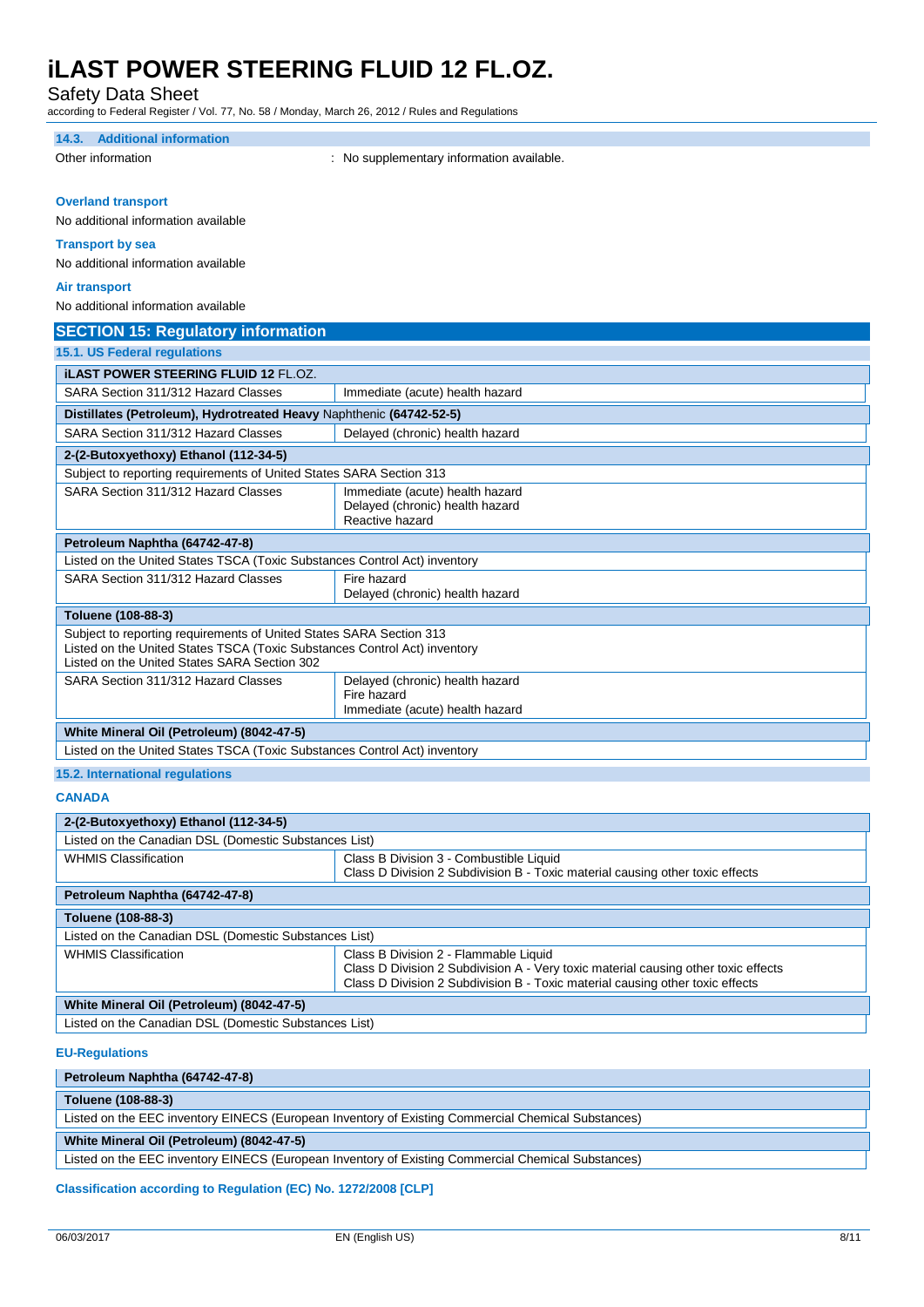### 14.3. Additional information

Other information : No supplementary information available.

**Overland transport**

No additional information available

**Transport by sea**

No additional information available

**Air transport**

No additional information available

## SECTION 15: Regulatory information

### 15.1. US Federal regulations

| **iLAST POWER STEERING FLUID 12** FL.OZ. | |
|---|---|
| SARA Section 311/312 Hazard Classes | Immediate (acute) health hazard |
| **Distillates (Petroleum), Hydrotreated Heavy** Naphthenic **(64742-52-5)** | |
| SARA Section 311/312 Hazard Classes | Delayed (chronic) health hazard |
| **2-(2-Butoxyethoxy) Ethanol (112-34-5)** | |
| Subject to reporting requirements of United States SARA Section 313 | |
| SARA Section 311/312 Hazard Classes | Immediate (acute) health hazard<br>Delayed (chronic) health hazard<br>Reactive hazard |
| **Petroleum Naphtha (64742-47-8)** | |
| Listed on the United States TSCA (Toxic Substances Control Act) inventory | |
| SARA Section 311/312 Hazard Classes | Fire hazard<br>Delayed (chronic) health hazard |
| **Toluene (108-88-3)** | |
| Subject to reporting requirements of United States SARA Section 313<br>Listed on the United States TSCA (Toxic Substances Control Act) inventory<br>Listed on the United States SARA Section 302 | |
| SARA Section 311/312 Hazard Classes | Delayed (chronic) health hazard<br>Fire hazard<br>Immediate (acute) health hazard |
| **White Mineral Oil (Petroleum) (8042-47-5)** | |
| Listed on the United States TSCA (Toxic Substances Control Act) inventory | |

### 15.2. International regulations

**CANADA**

| **2-(2-Butoxyethoxy) Ethanol (112-34-5)** | |
|---|---|
| Listed on the Canadian DSL (Domestic Substances List) | |
| WHMIS Classification | Class B Division 3 - Combustible Liquid<br>Class D Division 2 Subdivision B - Toxic material causing other toxic effects |
| **Petroleum Naphtha (64742-47-8)** | |
| **Toluene (108-88-3)** | |
| Listed on the Canadian DSL (Domestic Substances List) | |
| WHMIS Classification | Class B Division 2 - Flammable Liquid<br>Class D Division 2 Subdivision A - Very toxic material causing other toxic effects<br>Class D Division 2 Subdivision B - Toxic material causing other toxic effects |
| **White Mineral Oil (Petroleum) (8042-47-5)** | |
| Listed on the Canadian DSL (Domestic Substances List) | |

**EU-Regulations**

| **Petroleum Naphtha (64742-47-8)** |
|---|
| **Toluene (108-88-3)** |
| Listed on the EEC inventory EINECS (European Inventory of Existing Commercial Chemical Substances) |
| **White Mineral Oil (Petroleum) (8042-47-5)** |
| Listed on the EEC inventory EINECS (European Inventory of Existing Commercial Chemical Substances) |

**Classification according to Regulation (EC) No. 1272/2008 [CLP]**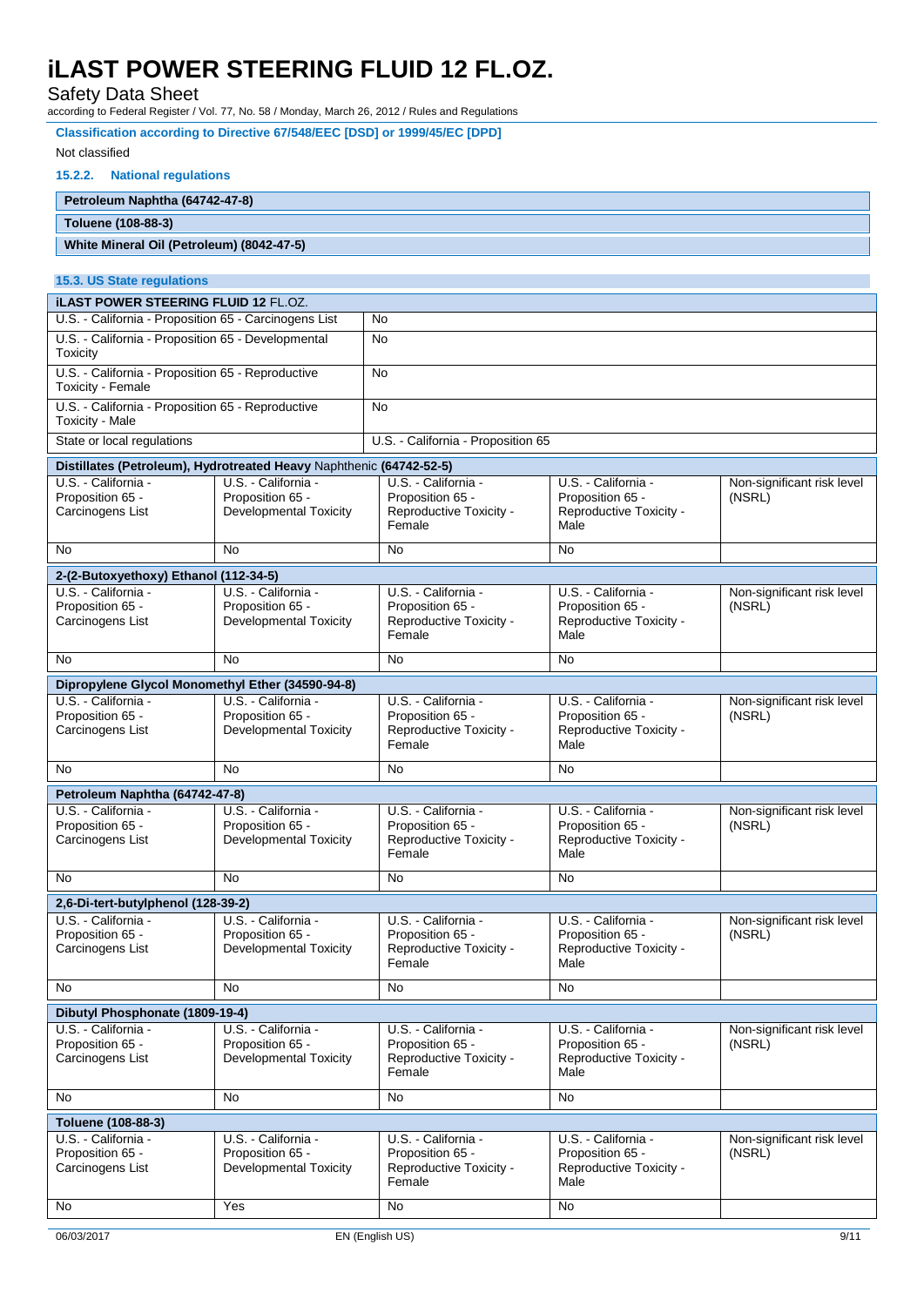**Classification according to Directive 67/548/EEC [DSD] or 1999/45/EC [DPD]**

Not classified

### 15.2.2. National regulations

**Petroleum Naphtha (64742-47-8)**

**Toluene (108-88-3)**

**White Mineral Oil (Petroleum) (8042-47-5)**

## 15.3. US State regulations

| iLAST POWER STEERING FLUID 12 FL.OZ. | |
|---|---|
| U.S. - California - Proposition 65 - Carcinogens List | No |
| U.S. - California - Proposition 65 - Developmental Toxicity | No |
| U.S. - California - Proposition 65 - Reproductive Toxicity - Female | No |
| U.S. - California - Proposition 65 - Reproductive Toxicity - Male | No |
| State or local regulations | U.S. - California - Proposition 65 |

**Distillates (Petroleum), Hydrotreated Heavy Naphthenic (64742-52-5)**

| U.S. - California - Proposition 65 - Carcinogens List | U.S. - California - Proposition 65 - Developmental Toxicity | U.S. - California - Proposition 65 - Reproductive Toxicity - Female | U.S. - California - Proposition 65 - Reproductive Toxicity - Male | Non-significant risk level (NSRL) |
|---|---|---|---|---|
| No | No | No | No | |

**2-(2-Butoxyethoxy) Ethanol (112-34-5)**

| U.S. - California - Proposition 65 - Carcinogens List | U.S. - California - Proposition 65 - Developmental Toxicity | U.S. - California - Proposition 65 - Reproductive Toxicity - Female | U.S. - California - Proposition 65 - Reproductive Toxicity - Male | Non-significant risk level (NSRL) |
|---|---|---|---|---|
| No | No | No | No | |

**Dipropylene Glycol Monomethyl Ether (34590-94-8)**

| U.S. - California - Proposition 65 - Carcinogens List | U.S. - California - Proposition 65 - Developmental Toxicity | U.S. - California - Proposition 65 - Reproductive Toxicity - Female | U.S. - California - Proposition 65 - Reproductive Toxicity - Male | Non-significant risk level (NSRL) |
|---|---|---|---|---|
| No | No | No | No | |

**Petroleum Naphtha (64742-47-8)**

| U.S. - California - Proposition 65 - Carcinogens List | U.S. - California - Proposition 65 - Developmental Toxicity | U.S. - California - Proposition 65 - Reproductive Toxicity - Female | U.S. - California - Proposition 65 - Reproductive Toxicity - Male | Non-significant risk level (NSRL) |
|---|---|---|---|---|
| No | No | No | No | |

**2,6-Di-tert-butylphenol (128-39-2)**

| U.S. - California - Proposition 65 - Carcinogens List | U.S. - California - Proposition 65 - Developmental Toxicity | U.S. - California - Proposition 65 - Reproductive Toxicity - Female | U.S. - California - Proposition 65 - Reproductive Toxicity - Male | Non-significant risk level (NSRL) |
|---|---|---|---|---|
| No | No | No | No | |

**Dibutyl Phosphonate (1809-19-4)**

| U.S. - California - Proposition 65 - Carcinogens List | U.S. - California - Proposition 65 - Developmental Toxicity | U.S. - California - Proposition 65 - Reproductive Toxicity - Female | U.S. - California - Proposition 65 - Reproductive Toxicity - Male | Non-significant risk level (NSRL) |
|---|---|---|---|---|
| No | No | No | No | |

**Toluene (108-88-3)**

| U.S. - California - Proposition 65 - Carcinogens List | U.S. - California - Proposition 65 - Developmental Toxicity | U.S. - California - Proposition 65 - Reproductive Toxicity - Female | U.S. - California - Proposition 65 - Reproductive Toxicity - Male | Non-significant risk level (NSRL) |
|---|---|---|---|---|
| No | Yes | No | No | |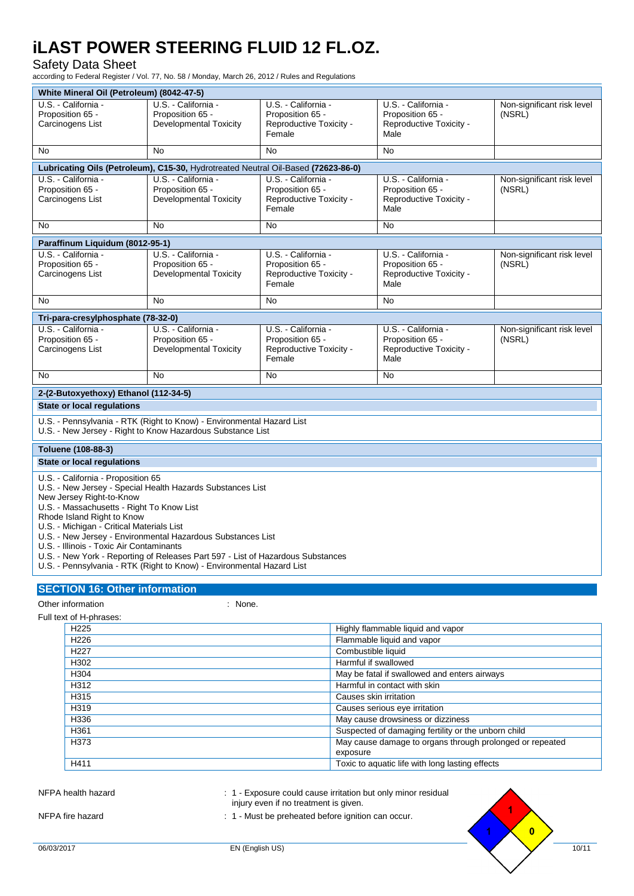| White Mineral Oil (Petroleum) (8042-47-5) | | | | |
|---|---|---|---|---|
| U.S. - California - Proposition 65 - Carcinogens List | U.S. - California - Proposition 65 - Developmental Toxicity | U.S. - California - Proposition 65 - Reproductive Toxicity - Female | U.S. - California - Proposition 65 - Reproductive Toxicity - Male | Non-significant risk level (NSRL) |
| No | No | No | No | |

| Lubricating Oils (Petroleum), C15-30, Hydrotreated Neutral Oil-Based (72623-86-0) | | | | |
|---|---|---|---|---|
| U.S. - California - Proposition 65 - Carcinogens List | U.S. - California - Proposition 65 - Developmental Toxicity | U.S. - California - Proposition 65 - Reproductive Toxicity - Female | U.S. - California - Proposition 65 - Reproductive Toxicity - Male | Non-significant risk level (NSRL) |
| No | No | No | No | |

| Paraffinum Liquidum (8012-95-1) | | | | |
|---|---|---|---|---|
| U.S. - California - Proposition 65 - Carcinogens List | U.S. - California - Proposition 65 - Developmental Toxicity | U.S. - California - Proposition 65 - Reproductive Toxicity - Female | U.S. - California - Proposition 65 - Reproductive Toxicity - Male | Non-significant risk level (NSRL) |
| No | No | No | No | |

| Tri-para-cresylphosphate (78-32-0) | | | | |
|---|---|---|---|---|
| U.S. - California - Proposition 65 - Carcinogens List | U.S. - California - Proposition 65 - Developmental Toxicity | U.S. - California - Proposition 65 - Reproductive Toxicity - Female | U.S. - California - Proposition 65 - Reproductive Toxicity - Male | Non-significant risk level (NSRL) |
| No | No | No | No | |

**2-(2-Butoxyethoxy) Ethanol (112-34-5)**

**State or local regulations**

U.S. - Pennsylvania - RTK (Right to Know) - Environmental Hazard List
U.S. - New Jersey - Right to Know Hazardous Substance List

**Toluene (108-88-3)**

**State or local regulations**

U.S. - California - Proposition 65
U.S. - New Jersey - Special Health Hazards Substances List
New Jersey Right-to-Know
U.S. - Massachusetts - Right To Know List
Rhode Island Right to Know
U.S. - Michigan - Critical Materials List
U.S. - New Jersey - Environmental Hazardous Substances List
U.S. - Illinois - Toxic Air Contaminants
U.S. - New York - Reporting of Releases Part 597 - List of Hazardous Substances
U.S. - Pennsylvania - RTK (Right to Know) - Environmental Hazard List

## SECTION 16: Other information

Other information : None.

Full text of H-phrases:

| | |
|---|---|
| H225 | Highly flammable liquid and vapor |
| H226 | Flammable liquid and vapor |
| H227 | Combustible liquid |
| H302 | Harmful if swallowed |
| H304 | May be fatal if swallowed and enters airways |
| H312 | Harmful in contact with skin |
| H315 | Causes skin irritation |
| H319 | Causes serious eye irritation |
| H336 | May cause drowsiness or dizziness |
| H361 | Suspected of damaging fertility or the unborn child |
| H373 | May cause damage to organs through prolonged or repeated exposure |
| H411 | Toxic to aquatic life with long lasting effects |

NFPA health hazard : 1 - Exposure could cause irritation but only minor residual injury even if no treatment is given.

NFPA fire hazard : 1 - Must be preheated before ignition can occur.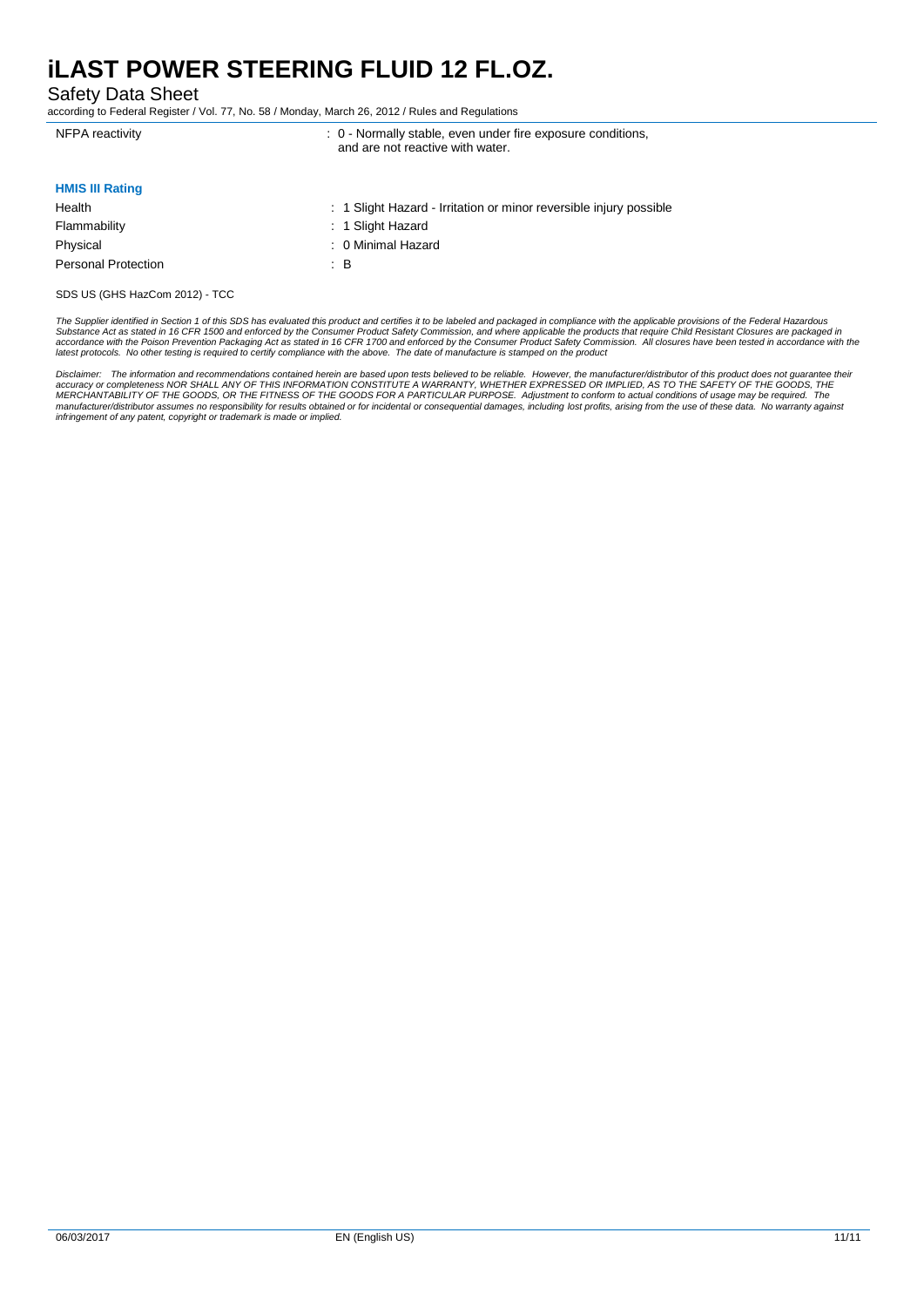NFPA reactivity : 0 - Normally stable, even under fire exposure conditions, and are not reactive with water.

### HMIS III Rating

| | |
|---|---|
| Health | : 1 Slight Hazard - Irritation or minor reversible injury possible |
| Flammability | : 1 Slight Hazard |
| Physical | : 0 Minimal Hazard |
| Personal Protection | : B |

SDS US (GHS HazCom 2012) - TCC

*The Supplier identified in Section 1 of this SDS has evaluated this product and certifies it to be labeled and packaged in compliance with the applicable provisions of the Federal Hazardous Substance Act as stated in 16 CFR 1500 and enforced by the Consumer Product Safety Commission, and where applicable the products that require Child Resistant Closures are packaged in accordance with the Poison Prevention Packaging Act as stated in 16 CFR 1700 and enforced by the Consumer Product Safety Commission. All closures have been tested in accordance with the latest protocols. No other testing is required to certify compliance with the above. The date of manufacture is stamped on the product*

*Disclaimer: The information and recommendations contained herein are based upon tests believed to be reliable. However, the manufacturer/distributor of this product does not guarantee their accuracy or completeness NOR SHALL ANY OF THIS INFORMATION CONSTITUTE A WARRANTY, WHETHER EXPRESSED OR IMPLIED, AS TO THE SAFETY OF THE GOODS, THE MERCHANTABILITY OF THE GOODS, OR THE FITNESS OF THE GOODS FOR A PARTICULAR PURPOSE. Adjustment to conform to actual conditions of usage may be required. The manufacturer/distributor assumes no responsibility for results obtained or for incidental or consequential damages, including lost profits, arising from the use of these data. No warranty against infringement of any patent, copyright or trademark is made or implied.*